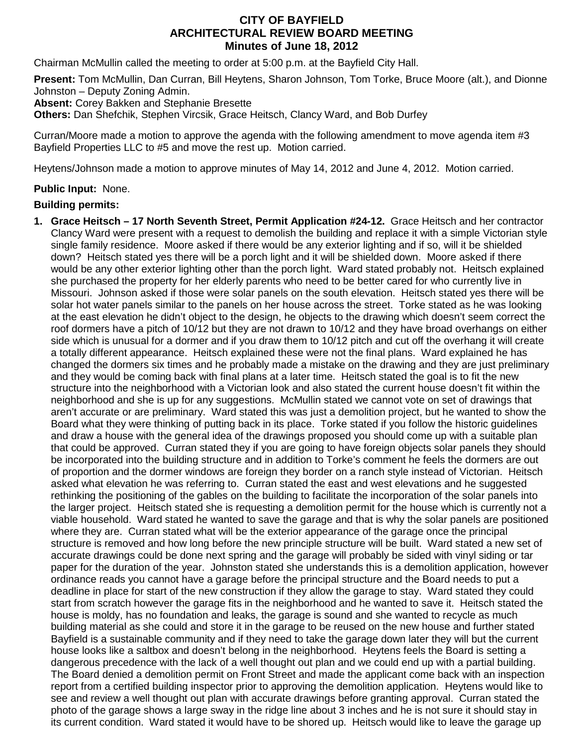# CITY OF BAYFIELD
## ARCHITECTURAL REVIEW BOARD MEETING
### Minutes of June 18, 2012

Chairman McMullin called the meeting to order at 5:00 p.m. at the Bayfield City Hall.

**Present:** Tom McMullin, Dan Curran, Bill Heytens, Sharon Johnson, Tom Torke, Bruce Moore (alt.), and Dionne Johnston – Deputy Zoning Admin.
**Absent:** Corey Bakken and Stephanie Bresette
**Others:** Dan Shefchik, Stephen Vircsik, Grace Heitsch, Clancy Ward, and Bob Durfey

Curran/Moore made a motion to approve the agenda with the following amendment to move agenda item #3 Bayfield Properties LLC to #5 and move the rest up. Motion carried.

Heytens/Johnson made a motion to approve minutes of May 14, 2012 and June 4, 2012. Motion carried.

**Public Input:** None.

**Building permits:**

1. **Grace Heitsch – 17 North Seventh Street, Permit Application #24-12.** Grace Heitsch and her contractor Clancy Ward were present with a request to demolish the building and replace it with a simple Victorian style single family residence. Moore asked if there would be any exterior lighting and if so, will it be shielded down? Heitsch stated yes there will be a porch light and it will be shielded down. Moore asked if there would be any other exterior lighting other than the porch light. Ward stated probably not. Heitsch explained she purchased the property for her elderly parents who need to be better cared for who currently live in Missouri. Johnson asked if those were solar panels on the south elevation. Heitsch stated yes there will be solar hot water panels similar to the panels on her house across the street. Torke stated as he was looking at the east elevation he didn't object to the design, he objects to the drawing which doesn't seem correct the roof dormers have a pitch of 10/12 but they are not drawn to 10/12 and they have broad overhangs on either side which is unusual for a dormer and if you draw them to 10/12 pitch and cut off the overhang it will create a totally different appearance. Heitsch explained these were not the final plans. Ward explained he has changed the dormers six times and he probably made a mistake on the drawing and they are just preliminary and they would be coming back with final plans at a later time. Heitsch stated the goal is to fit the new structure into the neighborhood with a Victorian look and also stated the current house doesn't fit within the neighborhood and she is up for any suggestions. McMullin stated we cannot vote on set of drawings that aren't accurate or are preliminary. Ward stated this was just a demolition project, but he wanted to show the Board what they were thinking of putting back in its place. Torke stated if you follow the historic guidelines and draw a house with the general idea of the drawings proposed you should come up with a suitable plan that could be approved. Curran stated they if you are going to have foreign objects solar panels they should be incorporated into the building structure and in addition to Torke's comment he feels the dormers are out of proportion and the dormer windows are foreign they border on a ranch style instead of Victorian. Heitsch asked what elevation he was referring to. Curran stated the east and west elevations and he suggested rethinking the positioning of the gables on the building to facilitate the incorporation of the solar panels into the larger project. Heitsch stated she is requesting a demolition permit for the house which is currently not a viable household. Ward stated he wanted to save the garage and that is why the solar panels are positioned where they are. Curran stated what will be the exterior appearance of the garage once the principal structure is removed and how long before the new principle structure will be built. Ward stated a new set of accurate drawings could be done next spring and the garage will probably be sided with vinyl siding or tar paper for the duration of the year. Johnston stated she understands this is a demolition application, however ordinance reads you cannot have a garage before the principal structure and the Board needs to put a deadline in place for start of the new construction if they allow the garage to stay. Ward stated they could start from scratch however the garage fits in the neighborhood and he wanted to save it. Heitsch stated the house is moldy, has no foundation and leaks, the garage is sound and she wanted to recycle as much building material as she could and store it in the garage to be reused on the new house and further stated Bayfield is a sustainable community and if they need to take the garage down later they will but the current house looks like a saltbox and doesn't belong in the neighborhood. Heytens feels the Board is setting a dangerous precedence with the lack of a well thought out plan and we could end up with a partial building. The Board denied a demolition permit on Front Street and made the applicant come back with an inspection report from a certified building inspector prior to approving the demolition application. Heytens would like to see and review a well thought out plan with accurate drawings before granting approval. Curran stated the photo of the garage shows a large sway in the ridge line about 3 inches and he is not sure it should stay in its current condition. Ward stated it would have to be shored up. Heitsch would like to leave the garage up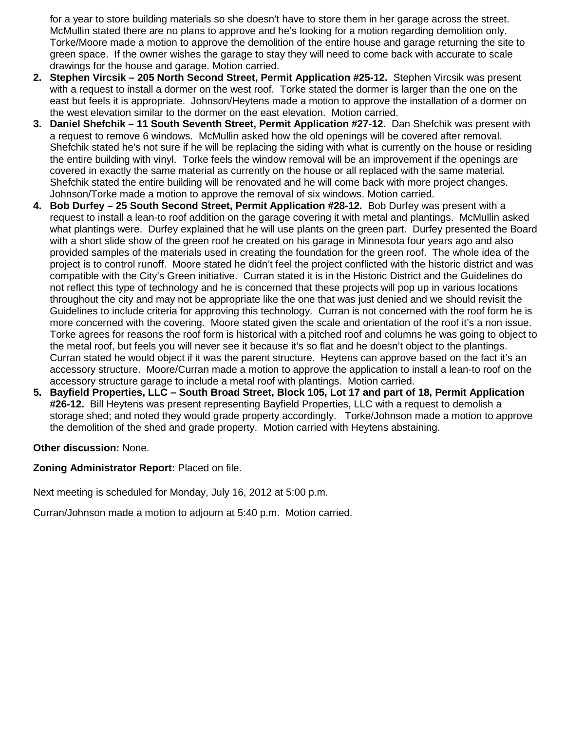for a year to store building materials so she doesn't have to store them in her garage across the street. McMullin stated there are no plans to approve and he's looking for a motion regarding demolition only. Torke/Moore made a motion to approve the demolition of the entire house and garage returning the site to green space. If the owner wishes the garage to stay they will need to come back with accurate to scale drawings for the house and garage. Motion carried.

2. **Stephen Vircsik – 205 North Second Street, Permit Application #25-12.** Stephen Vircsik was present with a request to install a dormer on the west roof. Torke stated the dormer is larger than the one on the east but feels it is appropriate. Johnson/Heytens made a motion to approve the installation of a dormer on the west elevation similar to the dormer on the east elevation. Motion carried.
3. **Daniel Shefchik – 11 South Seventh Street, Permit Application #27-12.** Dan Shefchik was present with a request to remove 6 windows. McMullin asked how the old openings will be covered after removal. Shefchik stated he's not sure if he will be replacing the siding with what is currently on the house or residing the entire building with vinyl. Torke feels the window removal will be an improvement if the openings are covered in exactly the same material as currently on the house or all replaced with the same material. Shefchik stated the entire building will be renovated and he will come back with more project changes. Johnson/Torke made a motion to approve the removal of six windows. Motion carried.
4. **Bob Durfey – 25 South Second Street, Permit Application #28-12.** Bob Durfey was present with a request to install a lean-to roof addition on the garage covering it with metal and plantings. McMullin asked what plantings were. Durfey explained that he will use plants on the green part. Durfey presented the Board with a short slide show of the green roof he created on his garage in Minnesota four years ago and also provided samples of the materials used in creating the foundation for the green roof. The whole idea of the project is to control runoff. Moore stated he didn't feel the project conflicted with the historic district and was compatible with the City's Green initiative. Curran stated it is in the Historic District and the Guidelines do not reflect this type of technology and he is concerned that these projects will pop up in various locations throughout the city and may not be appropriate like the one that was just denied and we should revisit the Guidelines to include criteria for approving this technology. Curran is not concerned with the roof form he is more concerned with the covering. Moore stated given the scale and orientation of the roof it's a non issue. Torke agrees for reasons the roof form is historical with a pitched roof and columns he was going to object to the metal roof, but feels you will never see it because it's so flat and he doesn't object to the plantings. Curran stated he would object if it was the parent structure. Heytens can approve based on the fact it's an accessory structure. Moore/Curran made a motion to approve the application to install a lean-to roof on the accessory structure garage to include a metal roof with plantings. Motion carried.
5. **Bayfield Properties, LLC – South Broad Street, Block 105, Lot 17 and part of 18, Permit Application #26-12.** Bill Heytens was present representing Bayfield Properties, LLC with a request to demolish a storage shed; and noted they would grade property accordingly. Torke/Johnson made a motion to approve the demolition of the shed and grade property. Motion carried with Heytens abstaining.

**Other discussion:** None.

**Zoning Administrator Report:** Placed on file.

Next meeting is scheduled for Monday, July 16, 2012 at 5:00 p.m.

Curran/Johnson made a motion to adjourn at 5:40 p.m. Motion carried.